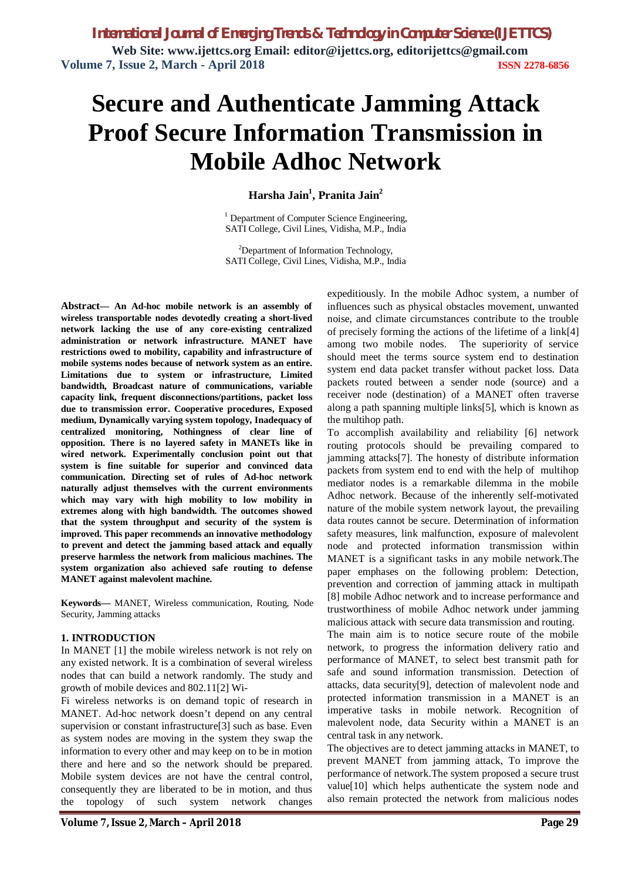# Secure and Authenticate Jamming Attack Proof Secure Information Transmission in Mobile Adhoc Network

**Harsha Jain[1], Pranita Jain[2]**

[1] Department of Computer Science Engineering, SATI College, Civil Lines, Vidisha, M.P., India

[2]Department of Information Technology, SATI College, Civil Lines, Vidisha, M.P., India

**Abstract— An Ad-hoc mobile network is an assembly of wireless transportable nodes devotedly creating a short-lived network lacking the use of any core-existing centralized administration or network infrastructure. MANET have restrictions owed to mobility, capability and infrastructure of mobile systems nodes because of network system as an entire. Limitations due to system or infrastructure, Limited bandwidth, Broadcast nature of communications, variable capacity link, frequent disconnections/partitions, packet loss due to transmission error. Cooperative procedures, Exposed medium, Dynamically varying system topology, Inadequacy of centralized monitoring, Nothingness of clear line of opposition. There is no layered safety in MANETs like in wired network. Experimentally conclusion point out that system is fine suitable for superior and convinced data communication. Directing set of rules of Ad-hoc network naturally adjust themselves with the current environments which may vary with high mobility to low mobility in extremes along with high bandwidth. The outcomes showed that the system throughput and security of the system is improved. This paper recommends an innovative methodology to prevent and detect the jamming based attack and equally preserve harmless the network from malicious machines. The system organization also achieved safe routing to defense MANET against malevolent machine.**

**Keywords—** MANET, Wireless communication, Routing, Node Security, Jamming attacks

## 1. INTRODUCTION

In MANET [1] the mobile wireless network is not rely on any existed network. It is a combination of several wireless nodes that can build a network randomly. The study and growth of mobile devices and 802.11[2] Wi-Fi wireless networks is on demand topic of research in MANET. Ad-hoc network doesn't depend on any central supervision or constant infrastructure[3] such as base. Even as system nodes are moving in the system they swap the information to every other and may keep on to be in motion there and here and so the network should be prepared. Mobile system devices are not have the central control, consequently they are liberated to be in motion, and thus the topology of such system network changes expeditiously. In the mobile Adhoc system, a number of influences such as physical obstacles movement, unwanted noise, and climate circumstances contribute to the trouble of precisely forming the actions of the lifetime of a link[4] among two mobile nodes. The superiority of service should meet the terms source system end to destination system end data packet transfer without packet loss. Data packets routed between a sender node (source) and a receiver node (destination) of a MANET often traverse along a path spanning multiple links[5], which is known as the multihop path.

To accomplish availability and reliability [6] network routing protocols should be prevailing compared to jamming attacks[7]. The honesty of distribute information packets from system end to end with the help of multihop mediator nodes is a remarkable dilemma in the mobile Adhoc network. Because of the inherently self-motivated nature of the mobile system network layout, the prevailing data routes cannot be secure. Determination of information safety measures, link malfunction, exposure of malevolent node and protected information transmission within MANET is a significant tasks in any mobile network.The paper emphases on the following problem: Detection, prevention and correction of jamming attack in multipath [8] mobile Adhoc network and to increase performance and trustworthiness of mobile Adhoc network under jamming malicious attack with secure data transmission and routing.

The main aim is to notice secure route of the mobile network, to progress the information delivery ratio and performance of MANET, to select best transmit path for safe and sound information transmission. Detection of attacks, data security[9], detection of malevolent node and protected information transmission in a MANET is an imperative tasks in mobile network. Recognition of malevolent node, data Security within a MANET is an central task in any network.

The objectives are to detect jamming attacks in MANET, to prevent MANET from jamming attack, To improve the performance of network.The system proposed a secure trust value[10] which helps authenticate the system node and also remain protected the network from malicious nodes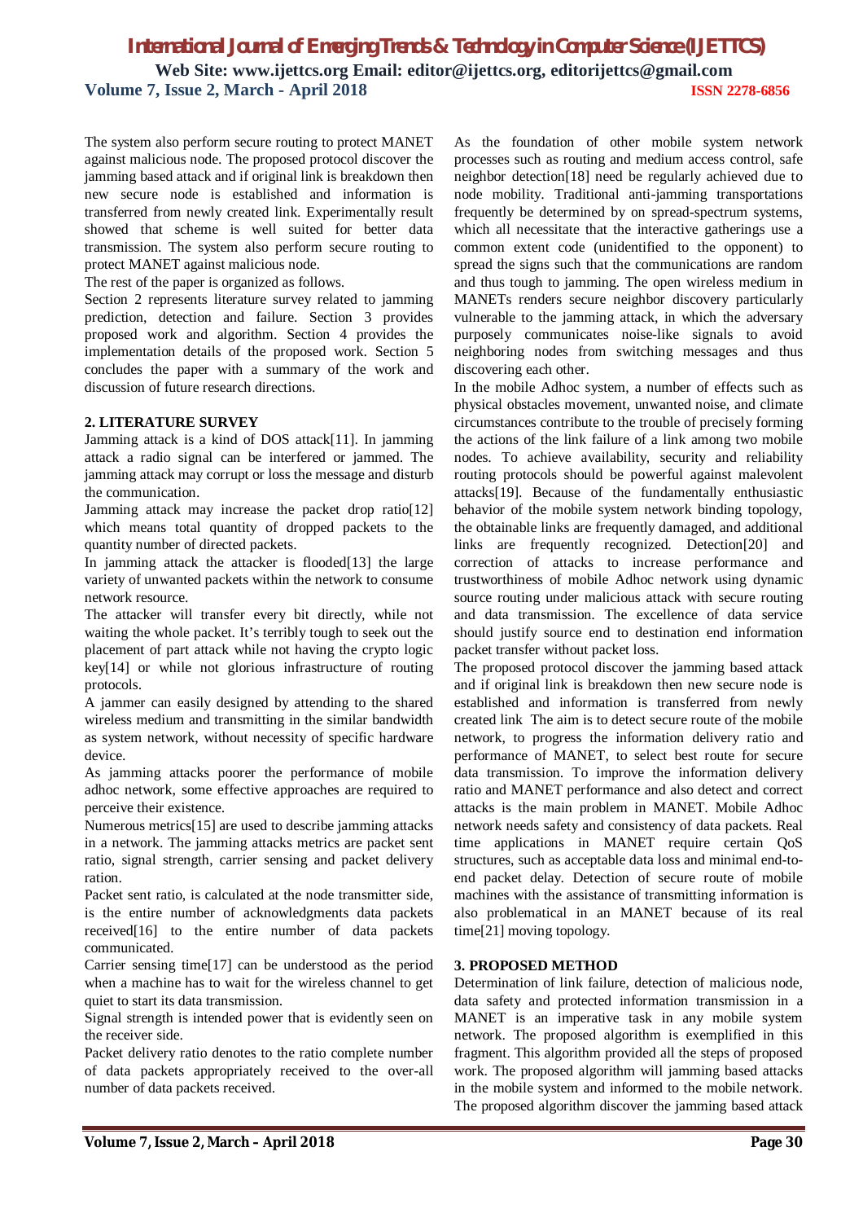The system also perform secure routing to protect MANET against malicious node. The proposed protocol discover the jamming based attack and if original link is breakdown then new secure node is established and information is transferred from newly created link. Experimentally result showed that scheme is well suited for better data transmission. The system also perform secure routing to protect MANET against malicious node.

The rest of the paper is organized as follows.

Section 2 represents literature survey related to jamming prediction, detection and failure. Section 3 provides proposed work and algorithm. Section 4 provides the implementation details of the proposed work. Section 5 concludes the paper with a summary of the work and discussion of future research directions.

## 2. LITERATURE SURVEY

Jamming attack is a kind of DOS attack[11]. In jamming attack a radio signal can be interfered or jammed. The jamming attack may corrupt or loss the message and disturb the communication.

Jamming attack may increase the packet drop ratio[12] which means total quantity of dropped packets to the quantity number of directed packets.

In jamming attack the attacker is flooded[13] the large variety of unwanted packets within the network to consume network resource.

The attacker will transfer every bit directly, while not waiting the whole packet. It's terribly tough to seek out the placement of part attack while not having the crypto logic key[14] or while not glorious infrastructure of routing protocols.

A jammer can easily designed by attending to the shared wireless medium and transmitting in the similar bandwidth as system network, without necessity of specific hardware device.

As jamming attacks poorer the performance of mobile adhoc network, some effective approaches are required to perceive their existence.

Numerous metrics[15] are used to describe jamming attacks in a network. The jamming attacks metrics are packet sent ratio, signal strength, carrier sensing and packet delivery ration.

Packet sent ratio, is calculated at the node transmitter side, is the entire number of acknowledgments data packets received[16] to the entire number of data packets communicated.

Carrier sensing time[17] can be understood as the period when a machine has to wait for the wireless channel to get quiet to start its data transmission.

Signal strength is intended power that is evidently seen on the receiver side.

Packet delivery ratio denotes to the ratio complete number of data packets appropriately received to the over-all number of data packets received.

As the foundation of other mobile system network processes such as routing and medium access control, safe neighbor detection[18] need be regularly achieved due to node mobility. Traditional anti-jamming transportations frequently be determined by on spread-spectrum systems, which all necessitate that the interactive gatherings use a common extent code (unidentified to the opponent) to spread the signs such that the communications are random and thus tough to jamming. The open wireless medium in MANETs renders secure neighbor discovery particularly vulnerable to the jamming attack, in which the adversary purposely communicates noise-like signals to avoid neighboring nodes from switching messages and thus discovering each other.

In the mobile Adhoc system, a number of effects such as physical obstacles movement, unwanted noise, and climate circumstances contribute to the trouble of precisely forming the actions of the link failure of a link among two mobile nodes. To achieve availability, security and reliability routing protocols should be powerful against malevolent attacks[19]. Because of the fundamentally enthusiastic behavior of the mobile system network binding topology, the obtainable links are frequently damaged, and additional links are frequently recognized. Detection[20] and correction of attacks to increase performance and trustworthiness of mobile Adhoc network using dynamic source routing under malicious attack with secure routing and data transmission. The excellence of data service should justify source end to destination end information packet transfer without packet loss.

The proposed protocol discover the jamming based attack and if original link is breakdown then new secure node is established and information is transferred from newly created link The aim is to detect secure route of the mobile network, to progress the information delivery ratio and performance of MANET, to select best route for secure data transmission. To improve the information delivery ratio and MANET performance and also detect and correct attacks is the main problem in MANET. Mobile Adhoc network needs safety and consistency of data packets. Real time applications in MANET require certain QoS structures, such as acceptable data loss and minimal end-to-end packet delay. Detection of secure route of mobile machines with the assistance of transmitting information is also problematical in an MANET because of its real time[21] moving topology.

## 3. PROPOSED METHOD

Determination of link failure, detection of malicious node, data safety and protected information transmission in a MANET is an imperative task in any mobile system network. The proposed algorithm is exemplified in this fragment. This algorithm provided all the steps of proposed work. The proposed algorithm will jamming based attacks in the mobile system and informed to the mobile network. The proposed algorithm discover the jamming based attack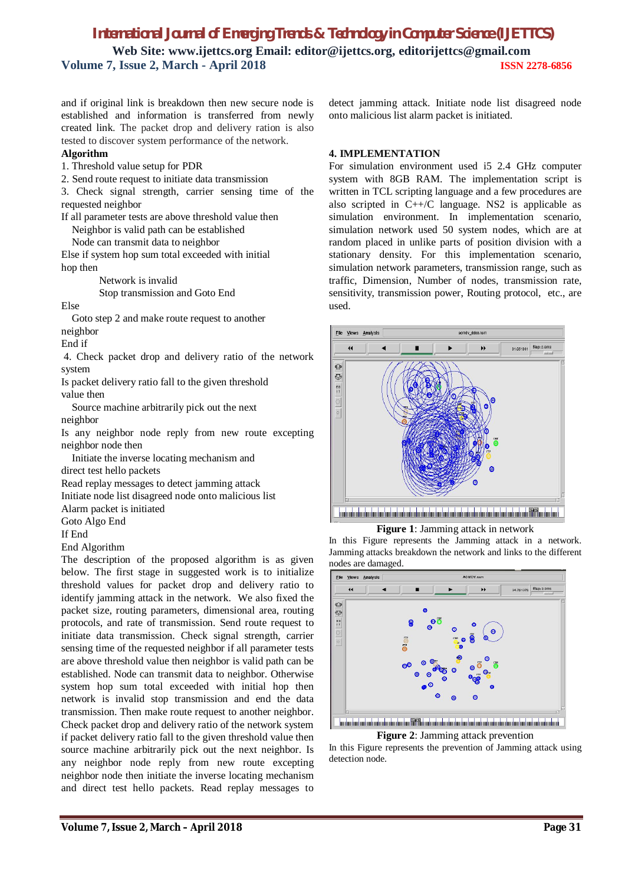and if original link is breakdown then new secure node is established and information is transferred from newly created link. The packet drop and delivery ration is also tested to discover system performance of the network.

**Algorithm**

1. Threshold value setup for PDR
2. Send route request to initiate data transmission
3. Check signal strength, carrier sensing time of the requested neighbor

If all parameter tests are above threshold value then
   Neighbor is valid path can be established
   Node can transmit data to neighbor
Else if system hop sum total exceeded with initial hop then
      Network is invalid
      Stop transmission and Goto End
Else
   Goto step 2 and make route request to another neighbor
End if

4. Check packet drop and delivery ratio of the network system

Is packet delivery ratio fall to the given threshold value then
   Source machine arbitrarily pick out the next neighbor
Is any neighbor node reply from new route excepting neighbor node then
   Initiate the inverse locating mechanism and direct test hello packets
Read replay messages to detect jamming attack
Initiate node list disagreed node onto malicious list
Alarm packet is initiated
Goto Algo End
If End
End Algorithm

The description of the proposed algorithm is as given below. The first stage in suggested work is to initialize threshold values for packet drop and delivery ratio to identify jamming attack in the network. We also fixed the packet size, routing parameters, dimensional area, routing protocols, and rate of transmission. Send route request to initiate data transmission. Check signal strength, carrier sensing time of the requested neighbor if all parameter tests are above threshold value then neighbor is valid path can be established. Node can transmit data to neighbor. Otherwise system hop sum total exceeded with initial hop then network is invalid stop transmission and end the data transmission. Then make route request to another neighbor. Check packet drop and delivery ratio of the network system if packet delivery ratio fall to the given threshold value then source machine arbitrarily pick out the next neighbor. Is any neighbor node reply from new route excepting neighbor node then initiate the inverse locating mechanism and direct test hello packets. Read replay messages to detect jamming attack. Initiate node list disagreed node onto malicious list alarm packet is initiated.

## 4. IMPLEMENTATION

For simulation environment used i5 2.4 GHz computer system with 8GB RAM. The implementation script is written in TCL scripting language and a few procedures are also scripted in C++/C language. NS2 is applicable as simulation environment. In implementation scenario, simulation network used 50 system nodes, which are at random placed in unlike parts of position division with a stationary density. For this implementation scenario, simulation network parameters, such as transmission range, such as traffic, Dimension, Number of nodes, transmission rate, sensitivity, transmission power, Routing protocol, etc., are used.

**Figure 1**: Jamming attack in network

In this Figure represents the Jamming attack in a network. Jamming attacks breakdown the network and links to the different nodes are damaged.

**Figure 2**: Jamming attack prevention

In this Figure represents the prevention of Jamming attack using detection node.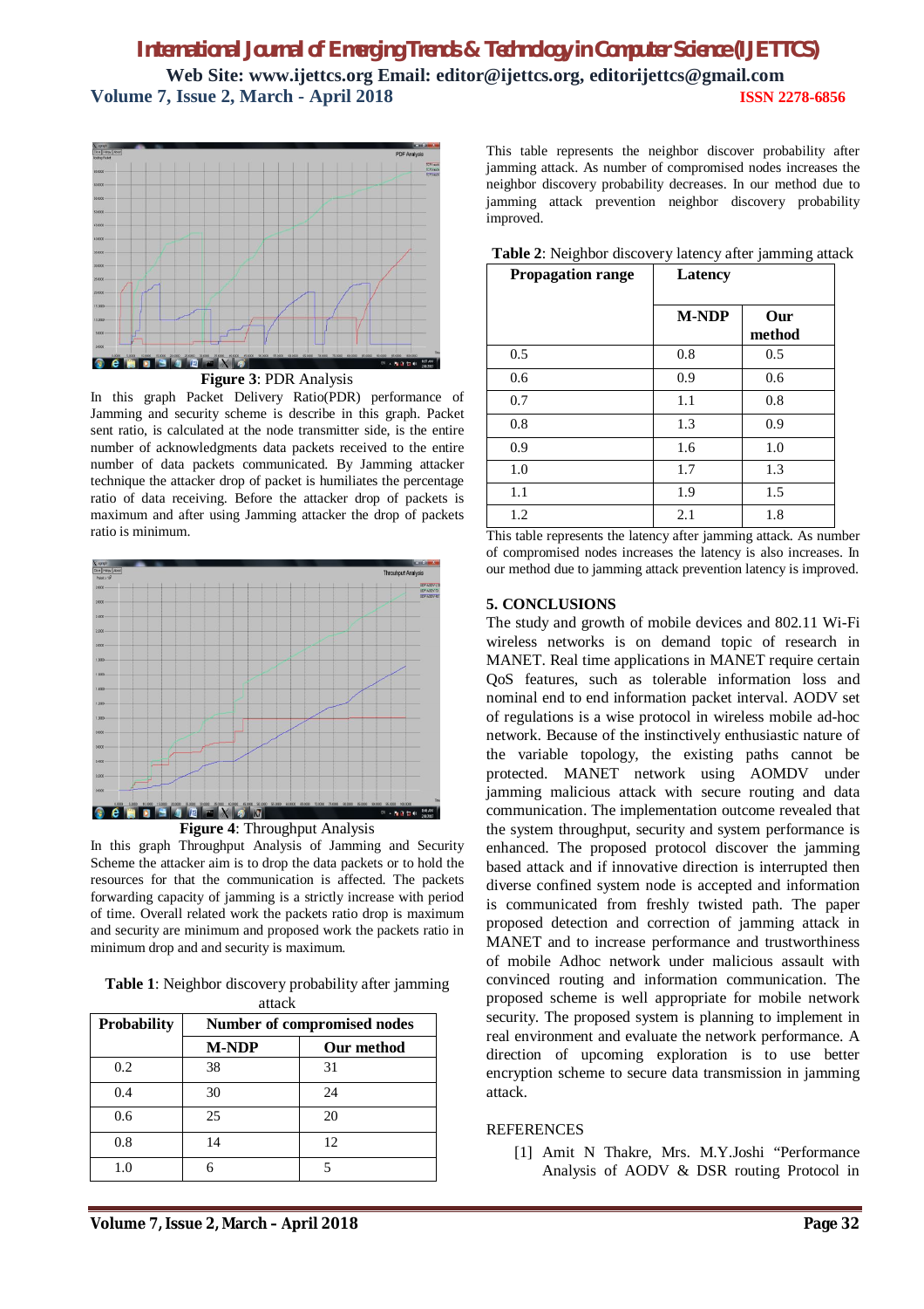**Figure 3**: PDR Analysis

In this graph Packet Delivery Ratio(PDR) performance of Jamming and security scheme is describe in this graph. Packet sent ratio, is calculated at the node transmitter side, is the entire number of acknowledgments data packets received to the entire number of data packets communicated. By Jamming attacker technique the attacker drop of packet is humiliates the percentage ratio of data receiving. Before the attacker drop of packets is maximum and after using Jamming attacker the drop of packets ratio is minimum.

**Figure 4**: Throughput Analysis

In this graph Throughput Analysis of Jamming and Security Scheme the attacker aim is to drop the data packets or to hold the resources for that the communication is affected. The packets forwarding capacity of jamming is a strictly increase with period of time. Overall related work the packets ratio drop is maximum and security are minimum and proposed work the packets ratio in minimum drop and and security is maximum.

**Table 1**: Neighbor discovery probability after jamming attack

| Probability | Number of compromised nodes | |
|---|---|---|
| | M-NDP | Our method |
| 0.2 | 38 | 31 |
| 0.4 | 30 | 24 |
| 0.6 | 25 | 20 |
| 0.8 | 14 | 12 |
| 1.0 | 6 | 5 |

This table represents the neighbor discover probability after jamming attack. As number of compromised nodes increases the neighbor discovery probability decreases. In our method due to jamming attack prevention neighbor discovery probability improved.

**Table 2**: Neighbor discovery latency after jamming attack

| Propagation range | Latency | |
|---|---|---|
| | M-NDP | Our method |
| 0.5 | 0.8 | 0.5 |
| 0.6 | 0.9 | 0.6 |
| 0.7 | 1.1 | 0.8 |
| 0.8 | 1.3 | 0.9 |
| 0.9 | 1.6 | 1.0 |
| 1.0 | 1.7 | 1.3 |
| 1.1 | 1.9 | 1.5 |
| 1.2 | 2.1 | 1.8 |

This table represents the latency after jamming attack. As number of compromised nodes increases the latency is also increases. In our method due to jamming attack prevention latency is improved.

## 5. CONCLUSIONS

The study and growth of mobile devices and 802.11 Wi-Fi wireless networks is on demand topic of research in MANET. Real time applications in MANET require certain QoS features, such as tolerable information loss and nominal end to end information packet interval. AODV set of regulations is a wise protocol in wireless mobile ad-hoc network. Because of the instinctively enthusiastic nature of the variable topology, the existing paths cannot be protected. MANET network using AOMDV under jamming malicious attack with secure routing and data communication. The implementation outcome revealed that the system throughput, security and system performance is enhanced. The proposed protocol discover the jamming based attack and if innovative direction is interrupted then diverse confined system node is accepted and information is communicated from freshly twisted path. The paper proposed detection and correction of jamming attack in MANET and to increase performance and trustworthiness of mobile Adhoc network under malicious assault with convinced routing and information communication. The proposed scheme is well appropriate for mobile network security. The proposed system is planning to implement in real environment and evaluate the network performance. A direction of upcoming exploration is to use better encryption scheme to secure data transmission in jamming attack.

## REFERENCES

[1] Amit N Thakre, Mrs. M.Y.Joshi "Performance Analysis of AODV & DSR routing Protocol in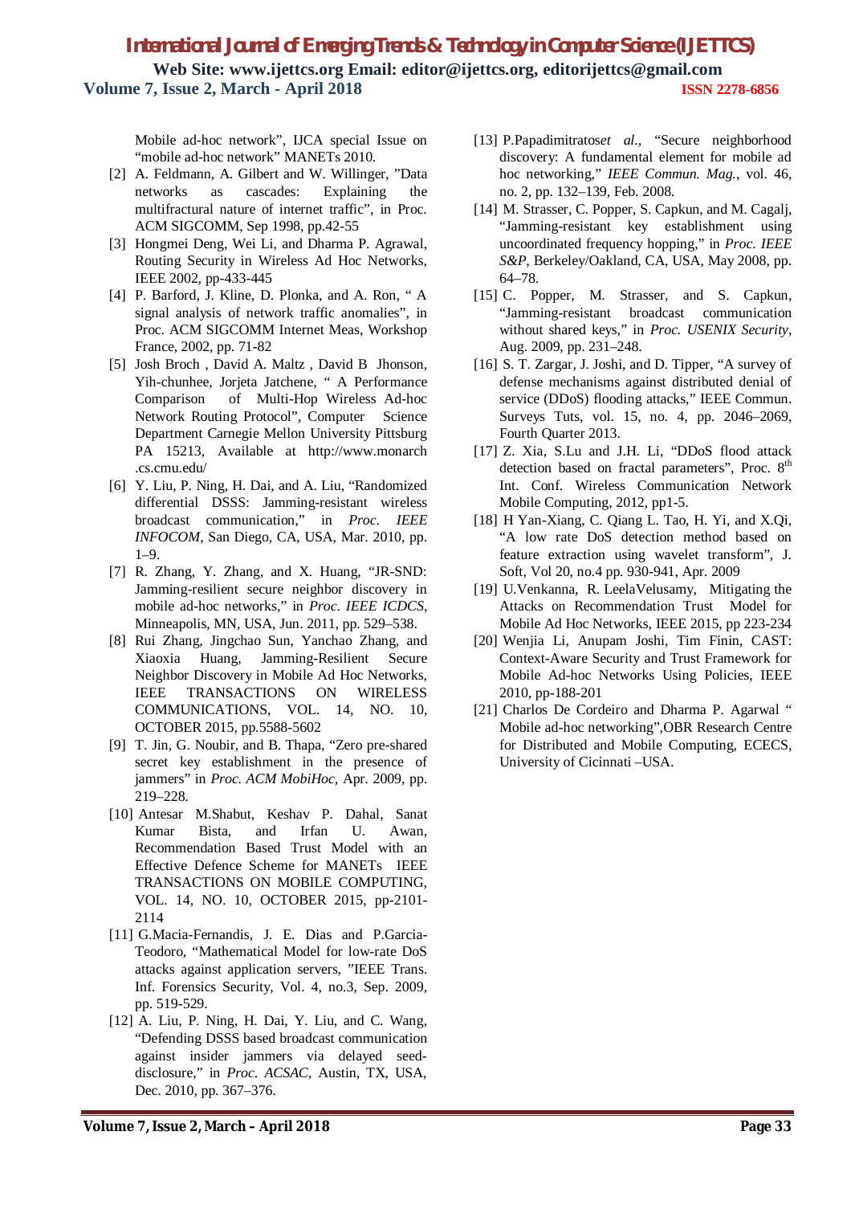Mobile ad-hoc network", IJCA special Issue on "mobile ad-hoc network" MANETs 2010.

[2] A. Feldmann, A. Gilbert and W. Willinger, "Data networks as cascades: Explaining the multifractural nature of internet traffic", in Proc. ACM SIGCOMM, Sep 1998, pp.42-55

[3] Hongmei Deng, Wei Li, and Dharma P. Agrawal, Routing Security in Wireless Ad Hoc Networks, IEEE 2002, pp-433-445

[4] P. Barford, J. Kline, D. Plonka, and A. Ron, " A signal analysis of network traffic anomalies", in Proc. ACM SIGCOMM Internet Meas, Workshop France, 2002, pp. 71-82

[5] Josh Broch , David A. Maltz , David B Jhonson, Yih-chunhee, Jorjeta Jatchene, " A Performance Comparison of Multi-Hop Wireless Ad-hoc Network Routing Protocol", Computer Science Department Carnegie Mellon University Pittsburg PA 15213, Available at http://www.monarch .cs.cmu.edu/

[6] Y. Liu, P. Ning, H. Dai, and A. Liu, "Randomized differential DSSS: Jamming-resistant wireless broadcast communication," in *Proc. IEEE INFOCOM*, San Diego, CA, USA, Mar. 2010, pp. 1–9.

[7] R. Zhang, Y. Zhang, and X. Huang, "JR-SND: Jamming-resilient secure neighbor discovery in mobile ad-hoc networks," in *Proc. IEEE ICDCS*, Minneapolis, MN, USA, Jun. 2011, pp. 529–538.

[8] Rui Zhang, Jingchao Sun, Yanchao Zhang, and Xiaoxia Huang, Jamming-Resilient Secure Neighbor Discovery in Mobile Ad Hoc Networks, IEEE TRANSACTIONS ON WIRELESS COMMUNICATIONS, VOL. 14, NO. 10, OCTOBER 2015, pp.5588-5602

[9] T. Jin, G. Noubir, and B. Thapa, "Zero pre-shared secret key establishment in the presence of jammers" in *Proc. ACM MobiHoc*, Apr. 2009, pp. 219–228.

[10] Antesar M.Shabut, Keshav P. Dahal, Sanat Kumar Bista, and Irfan U. Awan, Recommendation Based Trust Model with an Effective Defence Scheme for MANETs IEEE TRANSACTIONS ON MOBILE COMPUTING, VOL. 14, NO. 10, OCTOBER 2015, pp-2101-2114

[11] G.Macia-Fernandis, J. E. Dias and P.Garcia-Teodoro, "Mathematical Model for low-rate DoS attacks against application servers, "IEEE Trans. Inf. Forensics Security, Vol. 4, no.3, Sep. 2009, pp. 519-529.

[12] A. Liu, P. Ning, H. Dai, Y. Liu, and C. Wang, "Defending DSSS based broadcast communication against insider jammers via delayed seed-disclosure," in *Proc. ACSAC*, Austin, TX, USA, Dec. 2010, pp. 367–376.

[13] P.Papadimitratos*et al.*, "Secure neighborhood discovery: A fundamental element for mobile ad hoc networking," *IEEE Commun. Mag.*, vol. 46, no. 2, pp. 132–139, Feb. 2008.

[14] M. Strasser, C. Popper, S. Capkun, and M. Cagalj, "Jamming-resistant key establishment using uncoordinated frequency hopping," in *Proc. IEEE S&P*, Berkeley/Oakland, CA, USA, May 2008, pp. 64–78.

[15] C. Popper, M. Strasser, and S. Capkun, "Jamming-resistant broadcast communication without shared keys," in *Proc. USENIX Security*, Aug. 2009, pp. 231–248.

[16] S. T. Zargar, J. Joshi, and D. Tipper, "A survey of defense mechanisms against distributed denial of service (DDoS) flooding attacks," IEEE Commun. Surveys Tuts, vol. 15, no. 4, pp. 2046–2069, Fourth Quarter 2013.

[17] Z. Xia, S.Lu and J.H. Li, "DDoS flood attack detection based on fractal parameters", Proc. 8th Int. Conf. Wireless Communication Network Mobile Computing, 2012, pp1-5.

[18] H Yan-Xiang, C. Qiang L. Tao, H. Yi, and X.Qi, "A low rate DoS detection method based on feature extraction using wavelet transform", J. Soft, Vol 20, no.4 pp. 930-941, Apr. 2009

[19] U.Venkanna, R. LeelaVelusamy, Mitigating the Attacks on Recommendation Trust Model for Mobile Ad Hoc Networks, IEEE 2015, pp 223-234

[20] Wenjia Li, Anupam Joshi, Tim Finin, CAST: Context-Aware Security and Trust Framework for Mobile Ad-hoc Networks Using Policies, IEEE 2010, pp-188-201

[21] Charlos De Cordeiro and Dharma P. Agarwal " Mobile ad-hoc networking",OBR Research Centre for Distributed and Mobile Computing, ECECS, University of Cicinnati –USA.